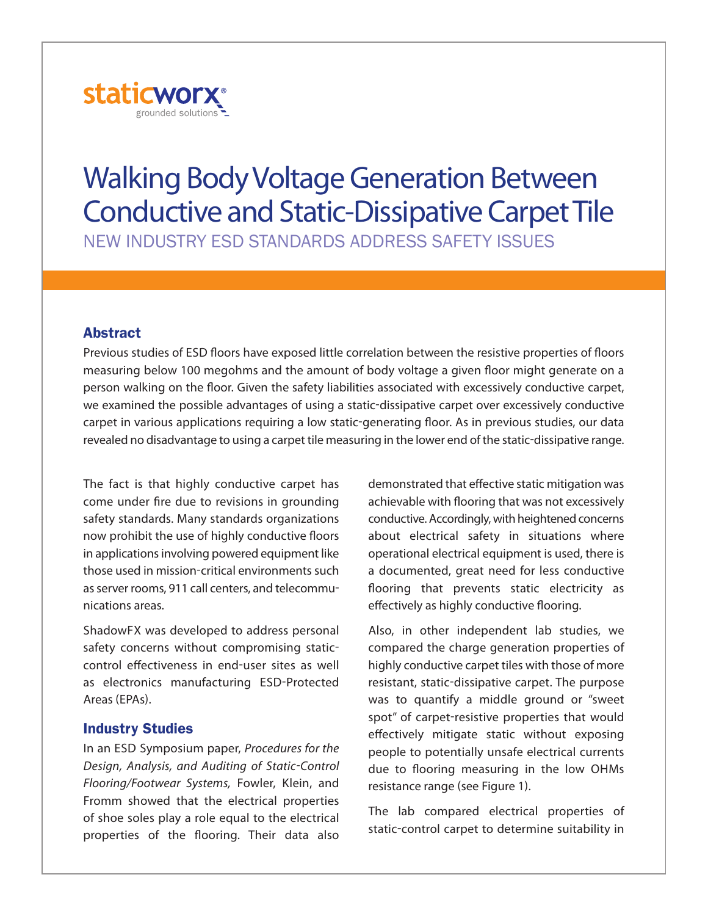staticworx®
grounded solutions

# Walking Body Voltage Generation Between Conductive and Static-Dissipative Carpet Tile

NEW INDUSTRY ESD STANDARDS ADDRESS SAFETY ISSUES

## Abstract

Previous studies of ESD floors have exposed little correlation between the resistive properties of floors measuring below 100 megohms and the amount of body voltage a given floor might generate on a person walking on the floor. Given the safety liabilities associated with excessively conductive carpet, we examined the possible advantages of using a static-dissipative carpet over excessively conductive carpet in various applications requiring a low static-generating floor. As in previous studies, our data revealed no disadvantage to using a carpet tile measuring in the lower end of the static-dissipative range.

The fact is that highly conductive carpet has come under fire due to revisions in grounding safety standards. Many standards organizations now prohibit the use of highly conductive floors in applications involving powered equipment like those used in mission-critical environments such as server rooms, 911 call centers, and telecommunications areas.

ShadowFX was developed to address personal safety concerns without compromising static-control effectiveness in end-user sites as well as electronics manufacturing ESD-Protected Areas (EPAs).

## Industry Studies

In an ESD Symposium paper, *Procedures for the Design, Analysis, and Auditing of Static-Control Flooring/Footwear Systems,* Fowler, Klein, and Fromm showed that the electrical properties of shoe soles play a role equal to the electrical properties of the flooring. Their data also demonstrated that effective static mitigation was achievable with flooring that was not excessively conductive. Accordingly, with heightened concerns about electrical safety in situations where operational electrical equipment is used, there is a documented, great need for less conductive flooring that prevents static electricity as effectively as highly conductive flooring.

Also, in other independent lab studies, we compared the charge generation properties of highly conductive carpet tiles with those of more resistant, static-dissipative carpet. The purpose was to quantify a middle ground or "sweet spot" of carpet-resistive properties that would effectively mitigate static without exposing people to potentially unsafe electrical currents due to flooring measuring in the low OHMs resistance range (see Figure 1).

The lab compared electrical properties of static-control carpet to determine suitability in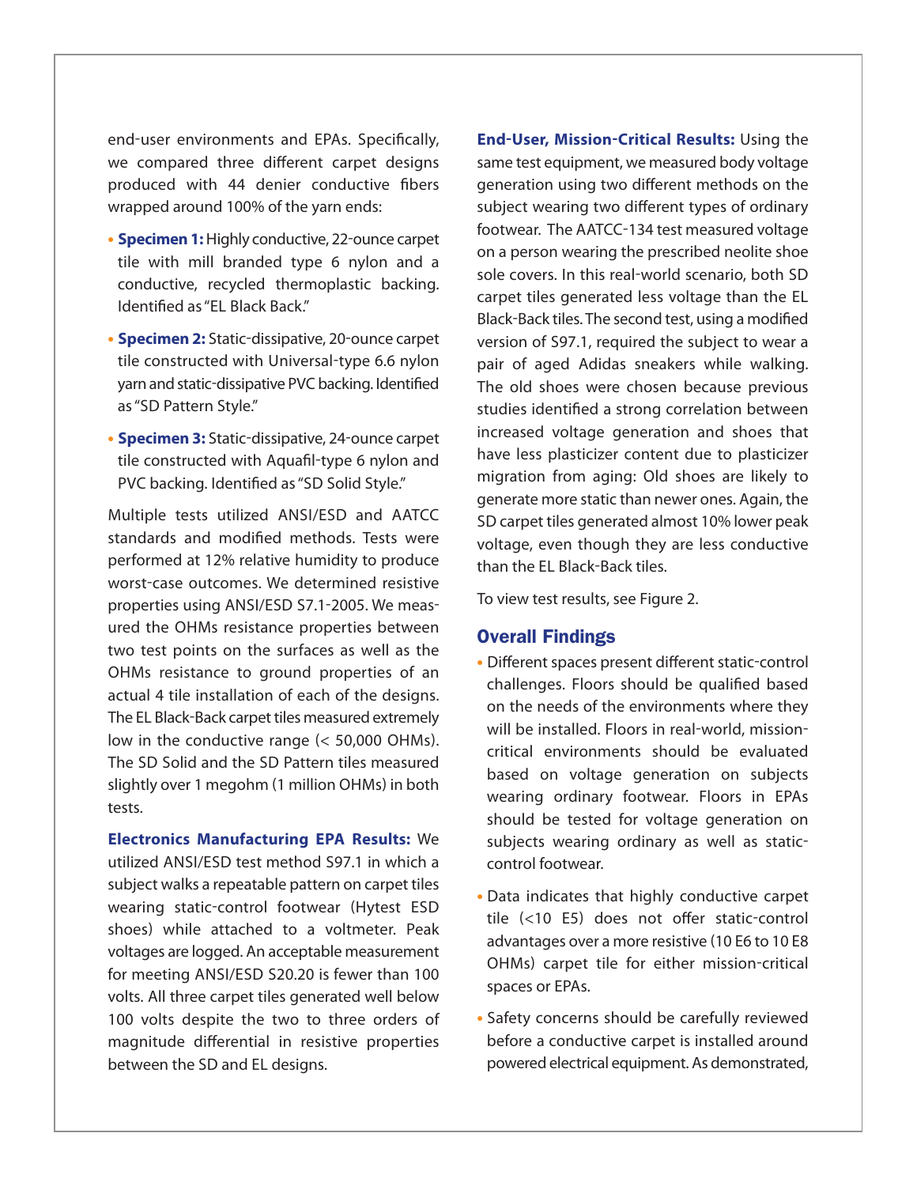end-user environments and EPAs. Specifically, we compared three different carpet designs produced with 44 denier conductive fibers wrapped around 100% of the yarn ends:

- **Specimen 1:** Highly conductive, 22-ounce carpet tile with mill branded type 6 nylon and a conductive, recycled thermoplastic backing. Identified as "EL Black Back."
- **Specimen 2:** Static-dissipative, 20-ounce carpet tile constructed with Universal-type 6.6 nylon yarn and static-dissipative PVC backing. Identified as "SD Pattern Style."
- **Specimen 3:** Static-dissipative, 24-ounce carpet tile constructed with Aquafil-type 6 nylon and PVC backing. Identified as "SD Solid Style."

Multiple tests utilized ANSI/ESD and AATCC standards and modified methods. Tests were performed at 12% relative humidity to produce worst-case outcomes. We determined resistive properties using ANSI/ESD S7.1-2005. We measured the OHMs resistance properties between two test points on the surfaces as well as the OHMs resistance to ground properties of an actual 4 tile installation of each of the designs. The EL Black-Back carpet tiles measured extremely low in the conductive range (< 50,000 OHMs). The SD Solid and the SD Pattern tiles measured slightly over 1 megohm (1 million OHMs) in both tests.

**Electronics Manufacturing EPA Results:** We utilized ANSI/ESD test method S97.1 in which a subject walks a repeatable pattern on carpet tiles wearing static-control footwear (Hytest ESD shoes) while attached to a voltmeter. Peak voltages are logged. An acceptable measurement for meeting ANSI/ESD S20.20 is fewer than 100 volts. All three carpet tiles generated well below 100 volts despite the two to three orders of magnitude differential in resistive properties between the SD and EL designs.

**End-User, Mission-Critical Results:** Using the same test equipment, we measured body voltage generation using two different methods on the subject wearing two different types of ordinary footwear. The AATCC-134 test measured voltage on a person wearing the prescribed neolite shoe sole covers. In this real-world scenario, both SD carpet tiles generated less voltage than the EL Black-Back tiles. The second test, using a modified version of S97.1, required the subject to wear a pair of aged Adidas sneakers while walking. The old shoes were chosen because previous studies identified a strong correlation between increased voltage generation and shoes that have less plasticizer content due to plasticizer migration from aging: Old shoes are likely to generate more static than newer ones. Again, the SD carpet tiles generated almost 10% lower peak voltage, even though they are less conductive than the EL Black-Back tiles.

To view test results, see Figure 2.

## Overall Findings

- Different spaces present different static-control challenges. Floors should be qualified based on the needs of the environments where they will be installed. Floors in real-world, mission-critical environments should be evaluated based on voltage generation on subjects wearing ordinary footwear. Floors in EPAs should be tested for voltage generation on subjects wearing ordinary as well as static-control footwear.
- Data indicates that highly conductive carpet tile (<10 E5) does not offer static-control advantages over a more resistive (10 E6 to 10 E8 OHMs) carpet tile for either mission-critical spaces or EPAs.
- Safety concerns should be carefully reviewed before a conductive carpet is installed around powered electrical equipment. As demonstrated,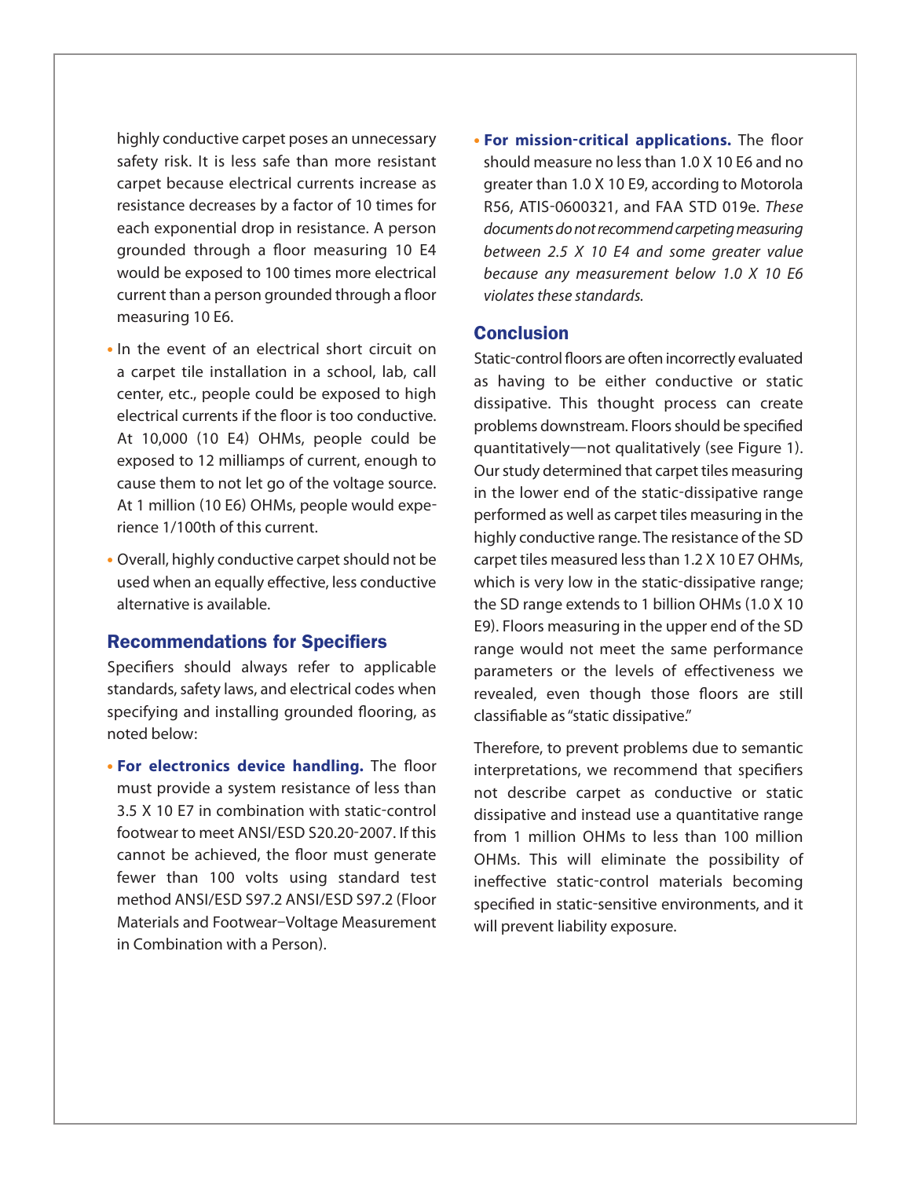highly conductive carpet poses an unnecessary safety risk. It is less safe than more resistant carpet because electrical currents increase as resistance decreases by a factor of 10 times for each exponential drop in resistance. A person grounded through a floor measuring 10 E4 would be exposed to 100 times more electrical current than a person grounded through a floor measuring 10 E6.

- In the event of an electrical short circuit on a carpet tile installation in a school, lab, call center, etc., people could be exposed to high electrical currents if the floor is too conductive. At 10,000 (10 E4) OHMs, people could be exposed to 12 milliamps of current, enough to cause them to not let go of the voltage source. At 1 million (10 E6) OHMs, people would experience 1/100th of this current.
- Overall, highly conductive carpet should not be used when an equally effective, less conductive alternative is available.

## Recommendations for Specifiers

Specifiers should always refer to applicable standards, safety laws, and electrical codes when specifying and installing grounded flooring, as noted below:

- **For electronics device handling.** The floor must provide a system resistance of less than 3.5 X 10 E7 in combination with static-control footwear to meet ANSI/ESD S20.20-2007. If this cannot be achieved, the floor must generate fewer than 100 volts using standard test method ANSI/ESD S97.2 ANSI/ESD S97.2 (Floor Materials and Footwear–Voltage Measurement in Combination with a Person).
- **For mission-critical applications.** The floor should measure no less than 1.0 X 10 E6 and no greater than 1.0 X 10 E9, according to Motorola R56, ATIS-0600321, and FAA STD 019e. *These documents do not recommend carpeting measuring between 2.5 X 10 E4 and some greater value because any measurement below 1.0 X 10 E6 violates these standards.*

## Conclusion

Static-control floors are often incorrectly evaluated as having to be either conductive or static dissipative. This thought process can create problems downstream. Floors should be specified quantitatively—not qualitatively (see Figure 1). Our study determined that carpet tiles measuring in the lower end of the static-dissipative range performed as well as carpet tiles measuring in the highly conductive range. The resistance of the SD carpet tiles measured less than 1.2 X 10 E7 OHMs, which is very low in the static-dissipative range; the SD range extends to 1 billion OHMs (1.0 X 10 E9). Floors measuring in the upper end of the SD range would not meet the same performance parameters or the levels of effectiveness we revealed, even though those floors are still classifiable as "static dissipative."

Therefore, to prevent problems due to semantic interpretations, we recommend that specifiers not describe carpet as conductive or static dissipative and instead use a quantitative range from 1 million OHMs to less than 100 million OHMs. This will eliminate the possibility of ineffective static-control materials becoming specified in static-sensitive environments, and it will prevent liability exposure.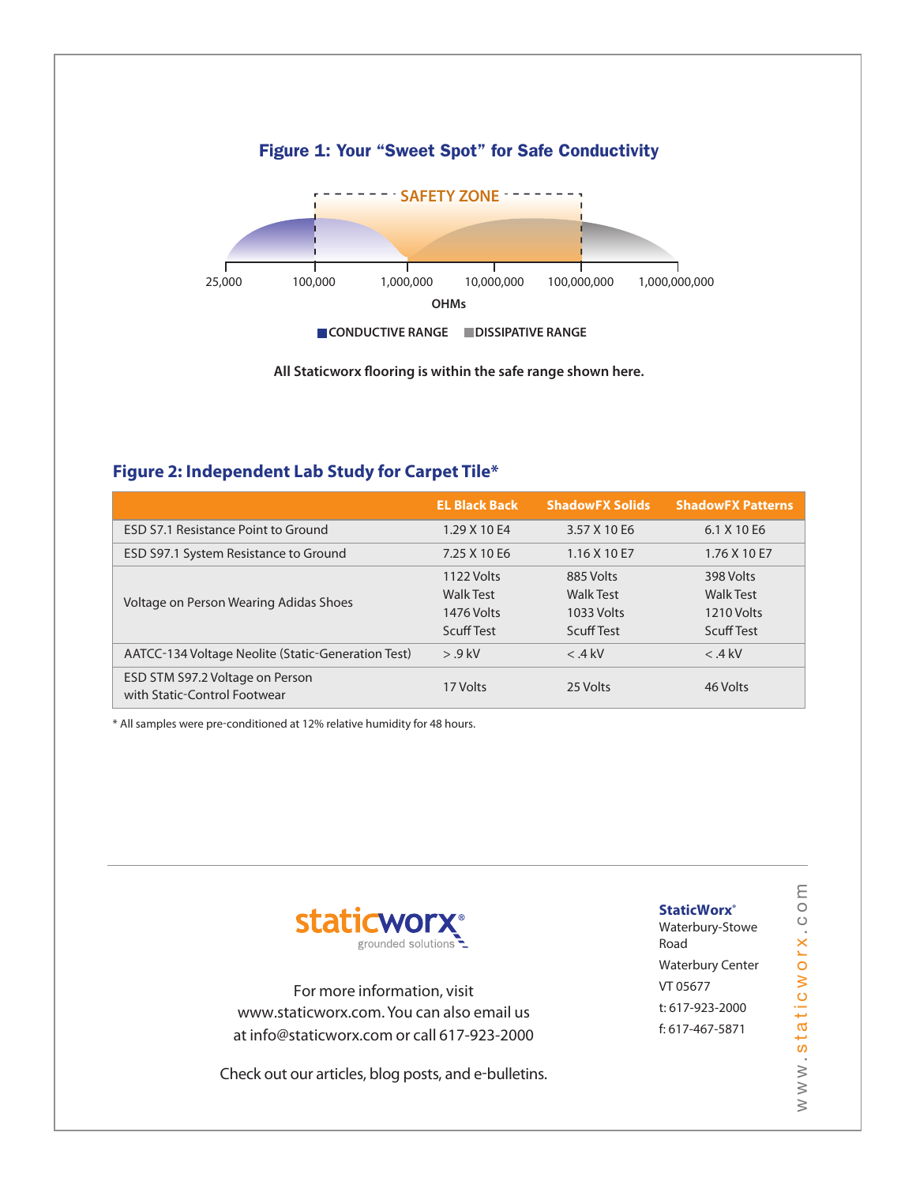## Figure 1: Your "Sweet Spot" for Safe Conductivity

SAFETY ZONE

25,000
100,000
1,000,000
10,000,000
100,000,000
1,000,000,000

OHMs

CONDUCTIVE RANGE DISSIPATIVE RANGE

**All Staticworx flooring is within the safe range shown here.**

## Figure 2: Independent Lab Study for Carpet Tile*

| | EL Black Back | ShadowFX Solids | ShadowFX Patterns |
|---|---|---|---|
| ESD S7.1 Resistance Point to Ground | 1.29 X 10 E4 | 3.57 X 10 E6 | 6.1 X 10 E6 |
| ESD S97.1 System Resistance to Ground | 7.25 X 10 E6 | 1.16 X 10 E7 | 1.76 X 10 E7 |
| Voltage on Person Wearing Adidas Shoes | 1122 Volts Walk Test 1476 Volts Scuff Test | 885 Volts Walk Test 1033 Volts Scuff Test | 398 Volts Walk Test 1210 Volts Scuff Test |
| AATCC-134 Voltage Neolite (Static-Generation Test) | > .9 kV | < .4 kV | < .4 kV |
| ESD STM S97.2 Voltage on Person with Static-Control Footwear | 17 Volts | 25 Volts | 46 Volts |

* All samples were pre-conditioned at 12% relative humidity for 48 hours.

staticworx® grounded solutions

For more information, visit www.staticworx.com. You can also email us at info@staticworx.com or call 617-923-2000

Check out our articles, blog posts, and e-bulletins.

**StaticWorx®**
Waterbury-Stowe Road
Waterbury Center
VT 05677
t: 617-923-2000
f: 617-467-5871

www.staticworx.com